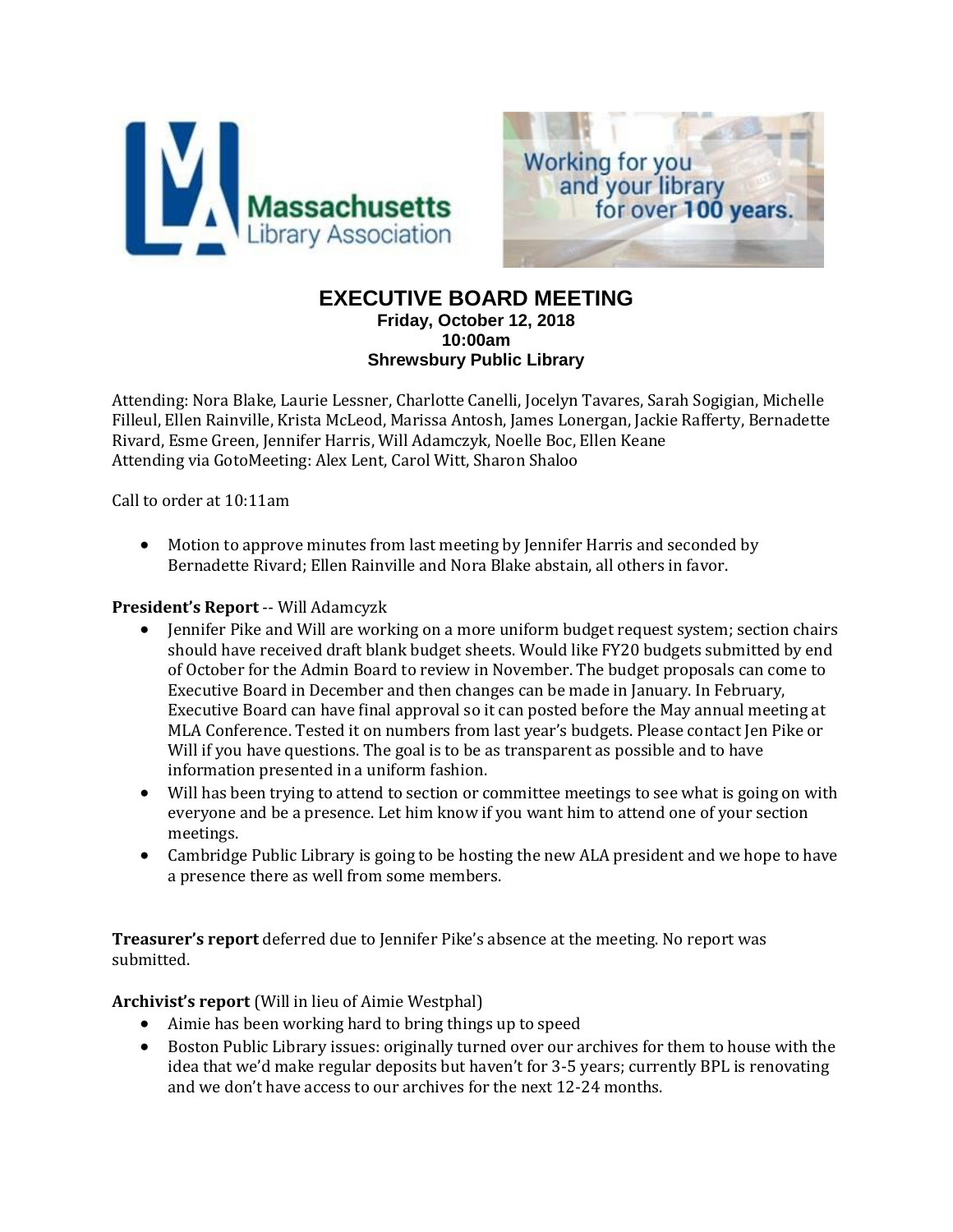# EXECUTIVE BOARD MEETING

**Friday, October 12, 2018**
**10:00am**
**Shrewsbury Public Library**

Attending: Nora Blake, Laurie Lessner, Charlotte Canelli, Jocelyn Tavares, Sarah Sogigian, Michelle Filleul, Ellen Rainville, Krista McLeod, Marissa Antosh, James Lonergan, Jackie Rafferty, Bernadette Rivard, Esme Green, Jennifer Harris, Will Adamczyk, Noelle Boc, Ellen Keane
Attending via GotoMeeting: Alex Lent, Carol Witt, Sharon Shaloo

Call to order at 10:11am

- Motion to approve minutes from last meeting by Jennifer Harris and seconded by Bernadette Rivard; Ellen Rainville and Nora Blake abstain, all others in favor.

**President's Report** -- Will Adamcyzk

- Jennifer Pike and Will are working on a more uniform budget request system; section chairs should have received draft blank budget sheets. Would like FY20 budgets submitted by end of October for the Admin Board to review in November. The budget proposals can come to Executive Board in December and then changes can be made in January. In February, Executive Board can have final approval so it can posted before the May annual meeting at MLA Conference. Tested it on numbers from last year's budgets. Please contact Jen Pike or Will if you have questions. The goal is to be as transparent as possible and to have information presented in a uniform fashion.
- Will has been trying to attend to section or committee meetings to see what is going on with everyone and be a presence. Let him know if you want him to attend one of your section meetings.
- Cambridge Public Library is going to be hosting the new ALA president and we hope to have a presence there as well from some members.

**Treasurer's report** deferred due to Jennifer Pike's absence at the meeting. No report was submitted.

**Archivist's report** (Will in lieu of Aimie Westphal)

- Aimie has been working hard to bring things up to speed
- Boston Public Library issues: originally turned over our archives for them to house with the idea that we'd make regular deposits but haven't for 3-5 years; currently BPL is renovating and we don't have access to our archives for the next 12-24 months.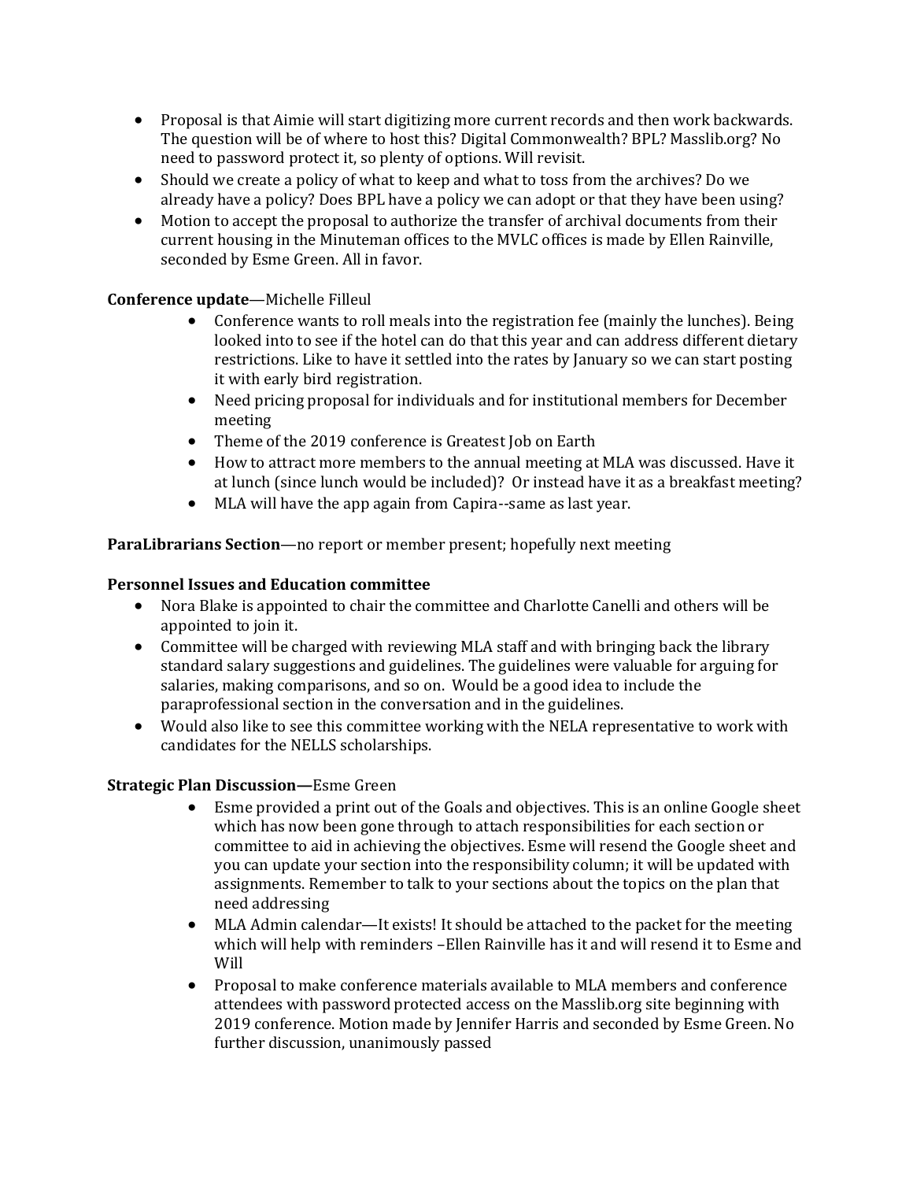- Proposal is that Aimie will start digitizing more current records and then work backwards. The question will be of where to host this? Digital Commonwealth? BPL? Masslib.org? No need to password protect it, so plenty of options. Will revisit.
- Should we create a policy of what to keep and what to toss from the archives? Do we already have a policy? Does BPL have a policy we can adopt or that they have been using?
- Motion to accept the proposal to authorize the transfer of archival documents from their current housing in the Minuteman offices to the MVLC offices is made by Ellen Rainville, seconded by Esme Green. All in favor.

**Conference update**—Michelle Filleul

- Conference wants to roll meals into the registration fee (mainly the lunches). Being looked into to see if the hotel can do that this year and can address different dietary restrictions. Like to have it settled into the rates by January so we can start posting it with early bird registration.
- Need pricing proposal for individuals and for institutional members for December meeting
- Theme of the 2019 conference is Greatest Job on Earth
- How to attract more members to the annual meeting at MLA was discussed. Have it at lunch (since lunch would be included)? Or instead have it as a breakfast meeting?
- MLA will have the app again from Capira--same as last year.

**ParaLibrarians Section**—no report or member present; hopefully next meeting

**Personnel Issues and Education committee**

- Nora Blake is appointed to chair the committee and Charlotte Canelli and others will be appointed to join it.
- Committee will be charged with reviewing MLA staff and with bringing back the library standard salary suggestions and guidelines. The guidelines were valuable for arguing for salaries, making comparisons, and so on. Would be a good idea to include the paraprofessional section in the conversation and in the guidelines.
- Would also like to see this committee working with the NELA representative to work with candidates for the NELLS scholarships.

**Strategic Plan Discussion—**Esme Green

- Esme provided a print out of the Goals and objectives. This is an online Google sheet which has now been gone through to attach responsibilities for each section or committee to aid in achieving the objectives. Esme will resend the Google sheet and you can update your section into the responsibility column; it will be updated with assignments. Remember to talk to your sections about the topics on the plan that need addressing
- MLA Admin calendar—It exists! It should be attached to the packet for the meeting which will help with reminders –Ellen Rainville has it and will resend it to Esme and Will
- Proposal to make conference materials available to MLA members and conference attendees with password protected access on the Masslib.org site beginning with 2019 conference. Motion made by Jennifer Harris and seconded by Esme Green. No further discussion, unanimously passed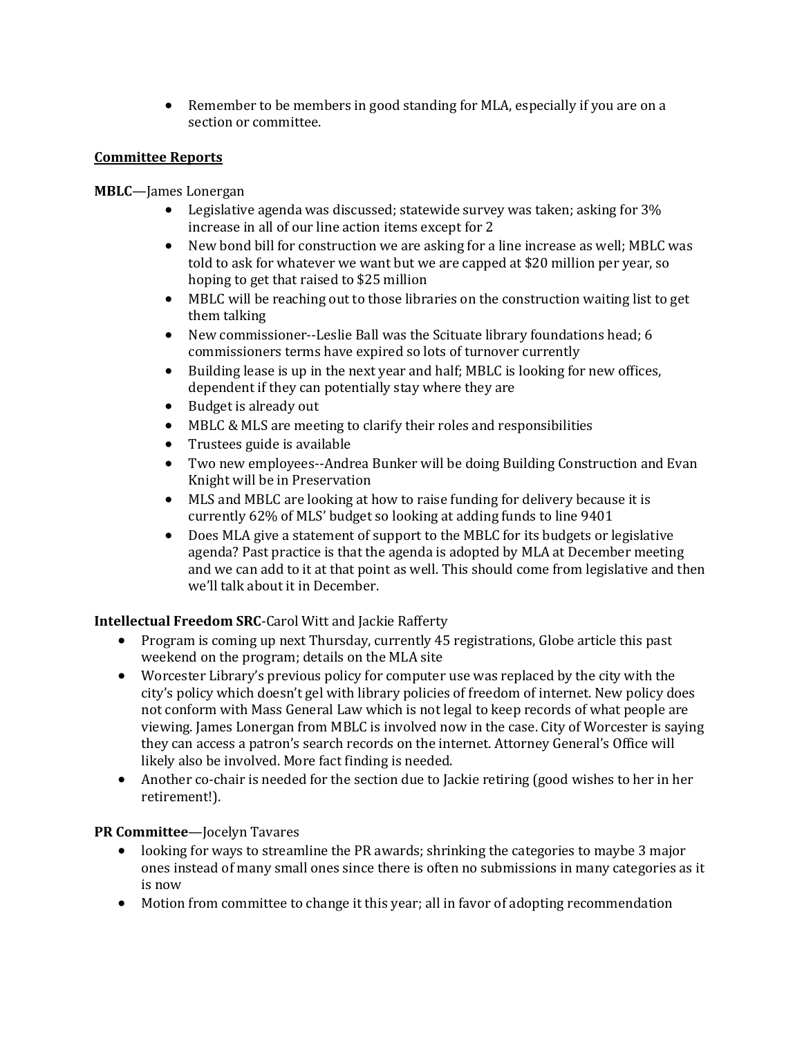- Remember to be members in good standing for MLA, especially if you are on a section or committee.

**Committee Reports**

**MBLC**—James Lonergan

- Legislative agenda was discussed; statewide survey was taken; asking for 3% increase in all of our line action items except for 2
- New bond bill for construction we are asking for a line increase as well; MBLC was told to ask for whatever we want but we are capped at $20 million per year, so hoping to get that raised to $25 million
- MBLC will be reaching out to those libraries on the construction waiting list to get them talking
- New commissioner--Leslie Ball was the Scituate library foundations head; 6 commissioners terms have expired so lots of turnover currently
- Building lease is up in the next year and half; MBLC is looking for new offices, dependent if they can potentially stay where they are
- Budget is already out
- MBLC & MLS are meeting to clarify their roles and responsibilities
- Trustees guide is available
- Two new employees--Andrea Bunker will be doing Building Construction and Evan Knight will be in Preservation
- MLS and MBLC are looking at how to raise funding for delivery because it is currently 62% of MLS' budget so looking at adding funds to line 9401
- Does MLA give a statement of support to the MBLC for its budgets or legislative agenda? Past practice is that the agenda is adopted by MLA at December meeting and we can add to it at that point as well. This should come from legislative and then we'll talk about it in December.

**Intellectual Freedom SRC**-Carol Witt and Jackie Rafferty

- Program is coming up next Thursday, currently 45 registrations, Globe article this past weekend on the program; details on the MLA site
- Worcester Library's previous policy for computer use was replaced by the city with the city's policy which doesn't gel with library policies of freedom of internet. New policy does not conform with Mass General Law which is not legal to keep records of what people are viewing. James Lonergan from MBLC is involved now in the case. City of Worcester is saying they can access a patron's search records on the internet. Attorney General's Office will likely also be involved. More fact finding is needed.
- Another co-chair is needed for the section due to Jackie retiring (good wishes to her in her retirement!).

**PR Committee**—Jocelyn Tavares

- looking for ways to streamline the PR awards; shrinking the categories to maybe 3 major ones instead of many small ones since there is often no submissions in many categories as it is now
- Motion from committee to change it this year; all in favor of adopting recommendation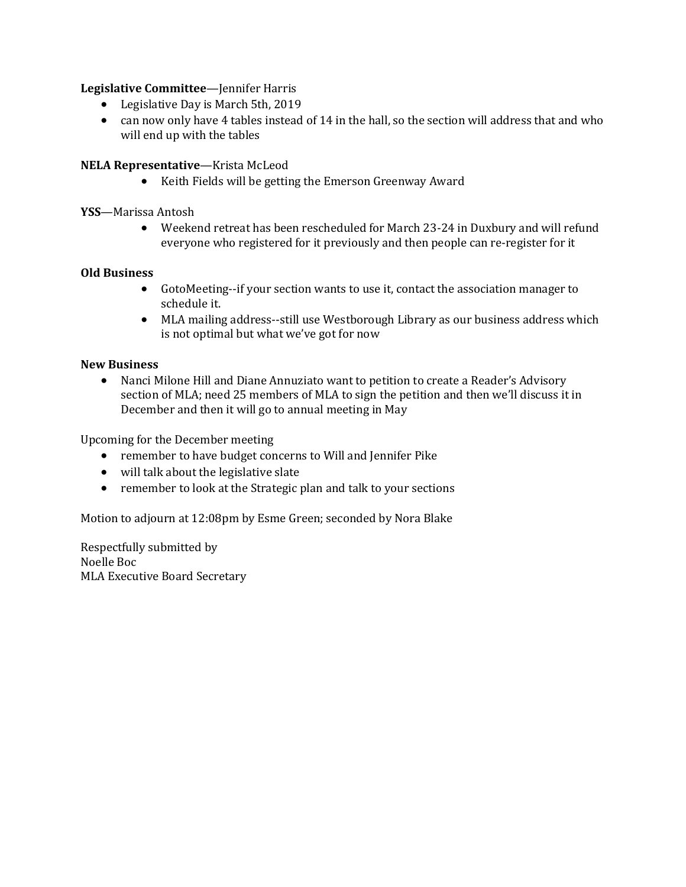**Legislative Committee**—Jennifer Harris

- Legislative Day is March 5th, 2019
- can now only have 4 tables instead of 14 in the hall, so the section will address that and who will end up with the tables

**NELA Representative**—Krista McLeod

- Keith Fields will be getting the Emerson Greenway Award

**YSS**—Marissa Antosh

- Weekend retreat has been rescheduled for March 23-24 in Duxbury and will refund everyone who registered for it previously and then people can re-register for it

**Old Business**

- GotoMeeting--if your section wants to use it, contact the association manager to schedule it.
- MLA mailing address--still use Westborough Library as our business address which is not optimal but what we've got for now

**New Business**

- Nanci Milone Hill and Diane Annuziato want to petition to create a Reader's Advisory section of MLA; need 25 members of MLA to sign the petition and then we'll discuss it in December and then it will go to annual meeting in May

Upcoming for the December meeting

- remember to have budget concerns to Will and Jennifer Pike
- will talk about the legislative slate
- remember to look at the Strategic plan and talk to your sections

Motion to adjourn at 12:08pm by Esme Green; seconded by Nora Blake

Respectfully submitted by
Noelle Boc
MLA Executive Board Secretary